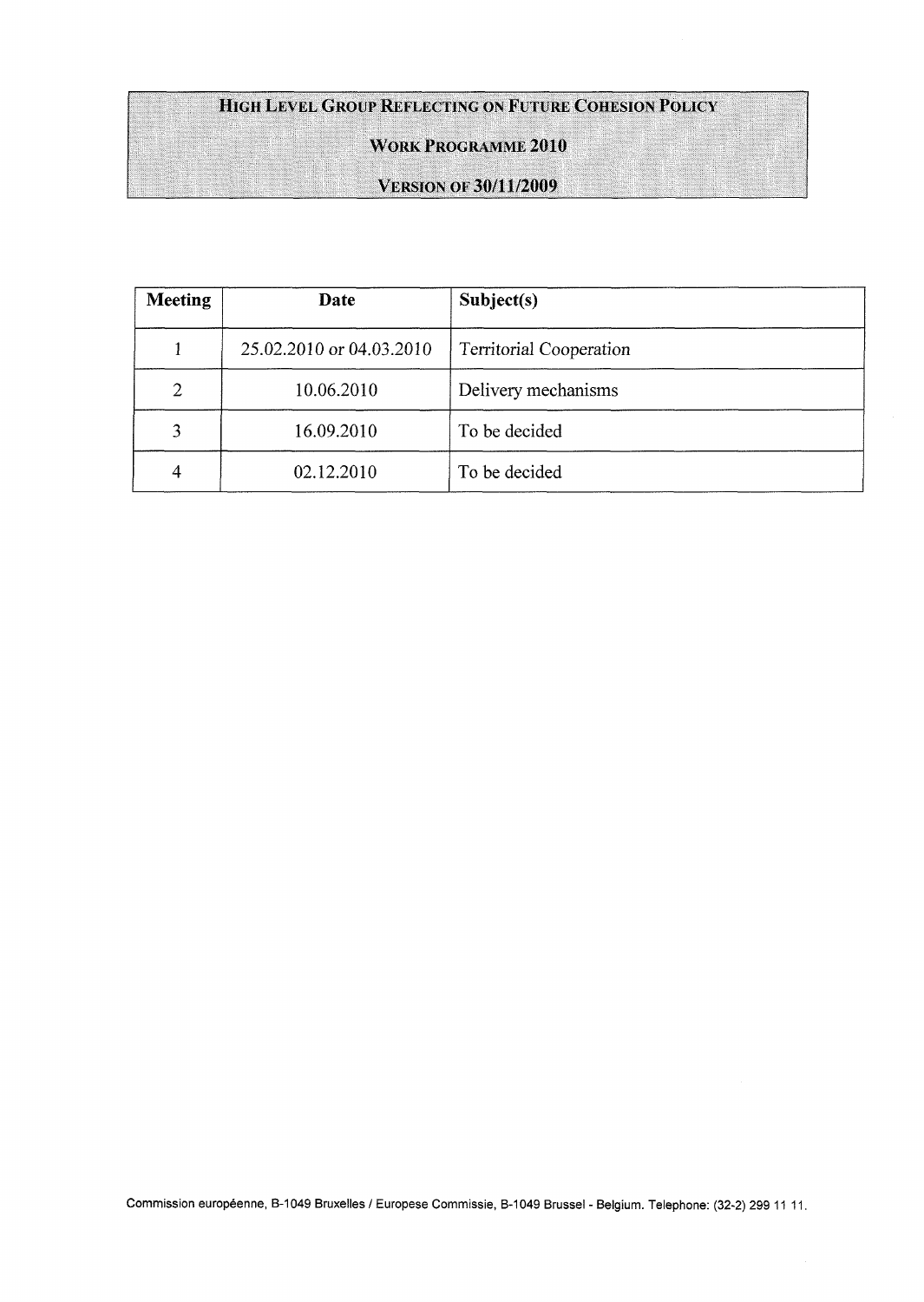# HIGH LEVEL GROUP REFLECTING ON FUTURE COHESION POLICY

## WORK PROGRAMME 2010

### VERSION OF 30/11/2009

| Meeting | Date | Subject(s) |
|---|---|---|
| 1 | 25.02.2010 or 04.03.2010 | Territorial Cooperation |
| 2 | 10.06.2010 | Delivery mechanisms |
| 3 | 16.09.2010 | To be decided |
| 4 | 02.12.2010 | To be decided |

Commission européenne, B-1049 Bruxelles / Europese Commissie, B-1049 Brussel - Belgium. Telephone: (32-2) 299 11 11.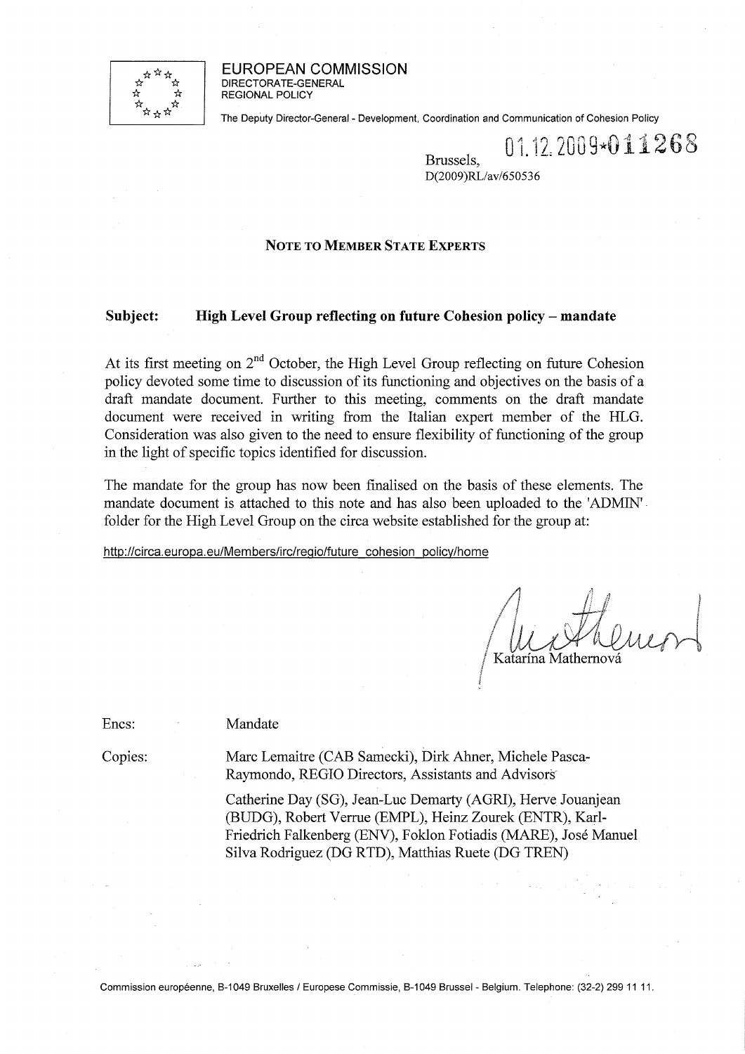EUROPEAN COMMISSION
DIRECTORATE-GENERAL
REGIONAL POLICY

The Deputy Director-General - Development, Coordination and Communication of Cohesion Policy

Brussels, 01.12.2009*011268
D(2009)RL/av/650536

**NOTE TO MEMBER STATE EXPERTS**

**Subject: High Level Group reflecting on future Cohesion policy – mandate**

At its first meeting on 2nd October, the High Level Group reflecting on future Cohesion policy devoted some time to discussion of its functioning and objectives on the basis of a draft mandate document. Further to this meeting, comments on the draft mandate document were received in writing from the Italian expert member of the HLG. Consideration was also given to the need to ensure flexibility of functioning of the group in the light of specific topics identified for discussion.

The mandate for the group has now been finalised on the basis of these elements. The mandate document is attached to this note and has also been uploaded to the 'ADMIN' folder for the High Level Group on the circa website established for the group at:

http://circa.europa.eu/Members/irc/regio/future_cohesion_policy/home

Katarína Mathernová

Encs: Mandate

Copies: Marc Lemaitre (CAB Samecki), Dirk Ahner, Michele Pasca-Raymondo, REGIO Directors, Assistants and Advisors

Catherine Day (SG), Jean-Luc Demarty (AGRI), Herve Jouanjean (BUDG), Robert Verrue (EMPL), Heinz Zourek (ENTR), Karl-Friedrich Falkenberg (ENV), Foklon Fotiadis (MARE), José Manuel Silva Rodriguez (DG RTD), Matthias Ruete (DG TREN)

Commission européenne, B-1049 Bruxelles / Europese Commissie, B-1049 Brussel - Belgium. Telephone: (32-2) 299 11 11.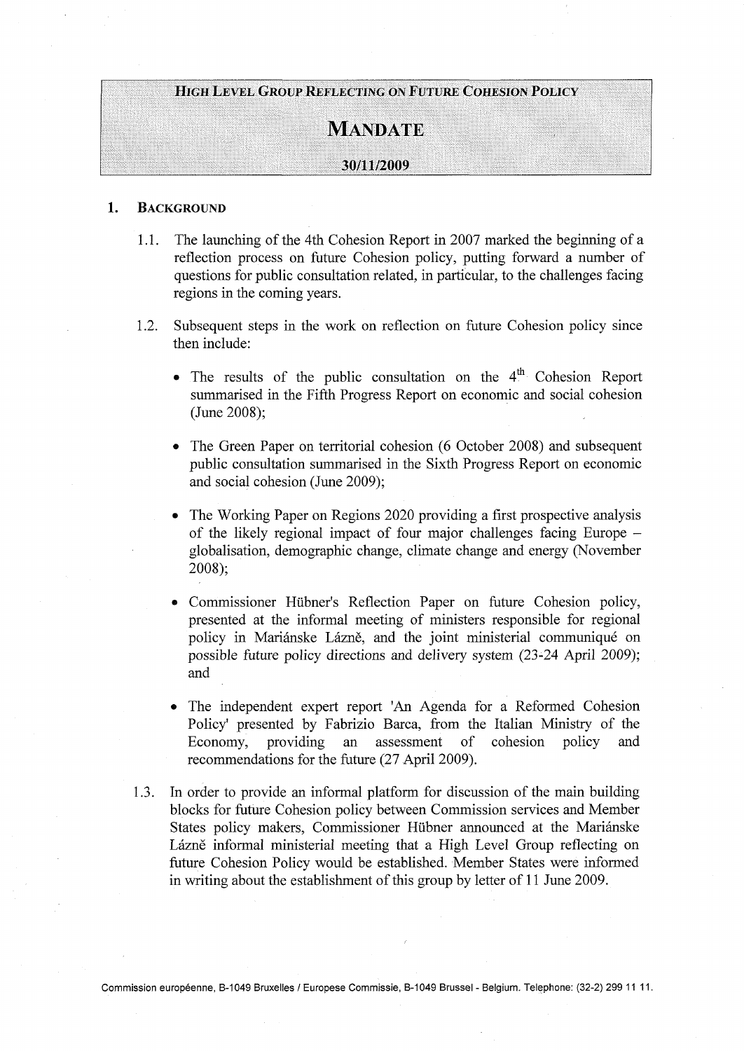**HIGH LEVEL GROUP REFLECTING ON FUTURE COHESION POLICY**

# MANDATE

**30/11/2009**

## 1. BACKGROUND

1.1. The launching of the 4th Cohesion Report in 2007 marked the beginning of a reflection process on future Cohesion policy, putting forward a number of questions for public consultation related, in particular, to the challenges facing regions in the coming years.

1.2. Subsequent steps in the work on reflection on future Cohesion policy since then include:

- The results of the public consultation on the 4th Cohesion Report summarised in the Fifth Progress Report on economic and social cohesion (June 2008);
- The Green Paper on territorial cohesion (6 October 2008) and subsequent public consultation summarised in the Sixth Progress Report on economic and social cohesion (June 2009);
- The Working Paper on Regions 2020 providing a first prospective analysis of the likely regional impact of four major challenges facing Europe – globalisation, demographic change, climate change and energy (November 2008);
- Commissioner Hübner's Reflection Paper on future Cohesion policy, presented at the informal meeting of ministers responsible for regional policy in Mariánske Lázně, and the joint ministerial communiqué on possible future policy directions and delivery system (23-24 April 2009); and
- The independent expert report 'An Agenda for a Reformed Cohesion Policy' presented by Fabrizio Barca, from the Italian Ministry of the Economy, providing an assessment of cohesion policy and recommendations for the future (27 April 2009).

1.3. In order to provide an informal platform for discussion of the main building blocks for future Cohesion policy between Commission services and Member States policy makers, Commissioner Hübner announced at the Mariánske Lázně informal ministerial meeting that a High Level Group reflecting on future Cohesion Policy would be established. Member States were informed in writing about the establishment of this group by letter of 11 June 2009.

Commission européenne, B-1049 Bruxelles / Europese Commissie, B-1049 Brussel - Belgium. Telephone: (32-2) 299 11 11.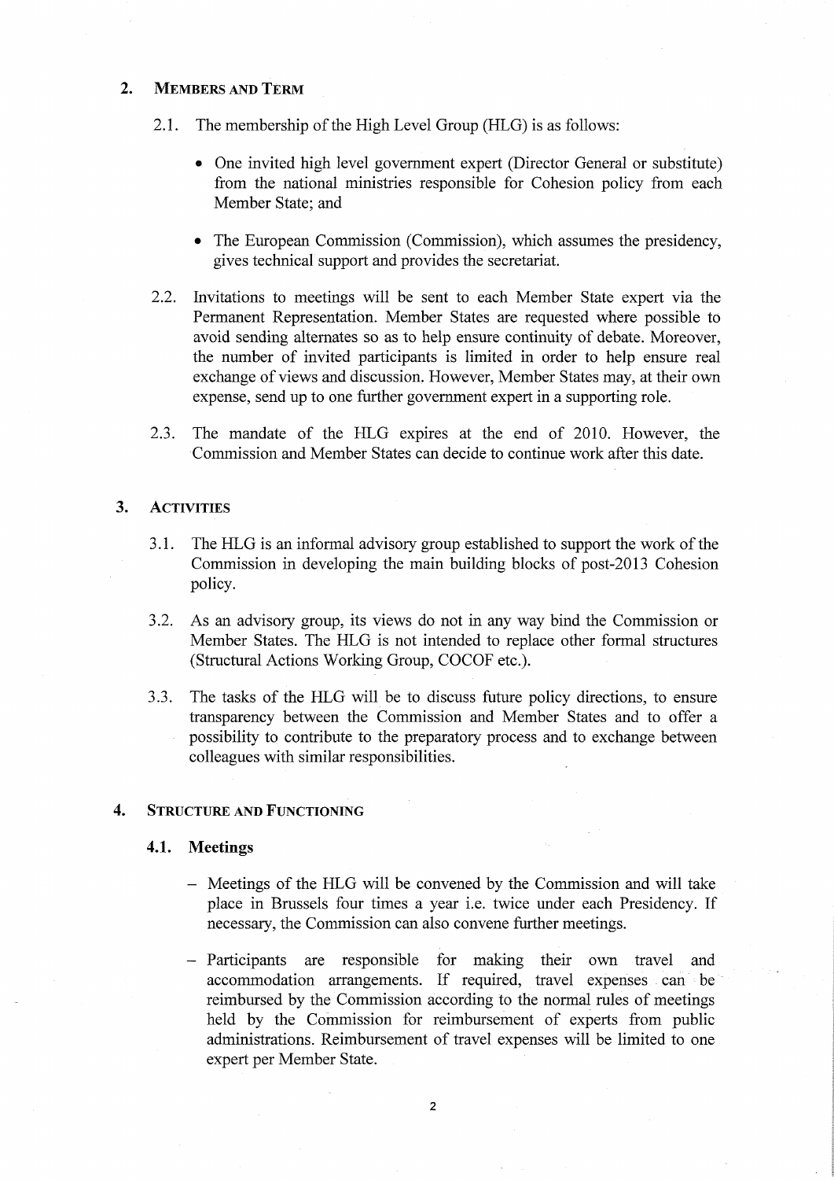## 2. MEMBERS AND TERM

2.1. The membership of the High Level Group (HLG) is as follows:

- One invited high level government expert (Director General or substitute) from the national ministries responsible for Cohesion policy from each Member State; and
- The European Commission (Commission), which assumes the presidency, gives technical support and provides the secretariat.

2.2. Invitations to meetings will be sent to each Member State expert via the Permanent Representation. Member States are requested where possible to avoid sending alternates so as to help ensure continuity of debate. Moreover, the number of invited participants is limited in order to help ensure real exchange of views and discussion. However, Member States may, at their own expense, send up to one further government expert in a supporting role.

2.3. The mandate of the HLG expires at the end of 2010. However, the Commission and Member States can decide to continue work after this date.

## 3. ACTIVITIES

3.1. The HLG is an informal advisory group established to support the work of the Commission in developing the main building blocks of post-2013 Cohesion policy.

3.2. As an advisory group, its views do not in any way bind the Commission or Member States. The HLG is not intended to replace other formal structures (Structural Actions Working Group, COCOF etc.).

3.3. The tasks of the HLG will be to discuss future policy directions, to ensure transparency between the Commission and Member States and to offer a possibility to contribute to the preparatory process and to exchange between colleagues with similar responsibilities.

## 4. STRUCTURE AND FUNCTIONING

### 4.1. Meetings

- Meetings of the HLG will be convened by the Commission and will take place in Brussels four times a year i.e. twice under each Presidency. If necessary, the Commission can also convene further meetings.
- Participants are responsible for making their own travel and accommodation arrangements. If required, travel expenses can be reimbursed by the Commission according to the normal rules of meetings held by the Commission for reimbursement of experts from public administrations. Reimbursement of travel expenses will be limited to one expert per Member State.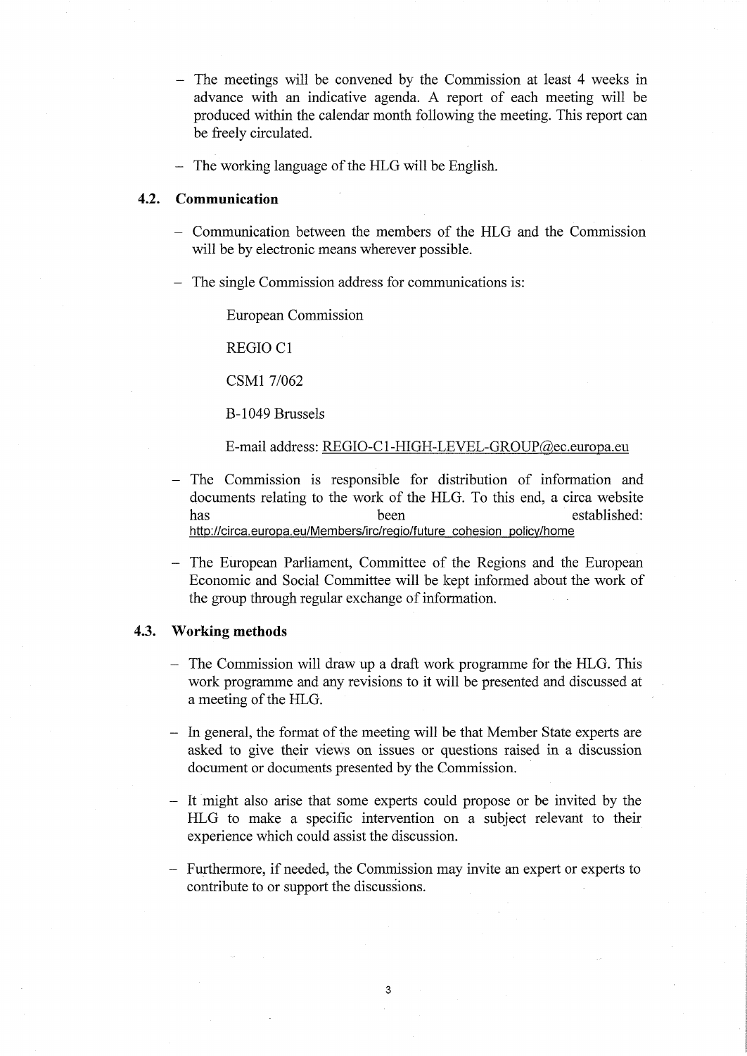- The meetings will be convened by the Commission at least 4 weeks in advance with an indicative agenda. A report of each meeting will be produced within the calendar month following the meeting. This report can be freely circulated.

- The working language of the HLG will be English.

### 4.2. Communication

- Communication between the members of the HLG and the Commission will be by electronic means wherever possible.

- The single Commission address for communications is:

  European Commission

  REGIO C1

  CSM1 7/062

  B-1049 Brussels

  E-mail address: REGIO-C1-HIGH-LEVEL-GROUP@ec.europa.eu

- The Commission is responsible for distribution of information and documents relating to the work of the HLG. To this end, a circa website has been established: http://circa.europa.eu/Members/irc/regio/future_cohesion_policy/home

- The European Parliament, Committee of the Regions and the European Economic and Social Committee will be kept informed about the work of the group through regular exchange of information.

### 4.3. Working methods

- The Commission will draw up a draft work programme for the HLG. This work programme and any revisions to it will be presented and discussed at a meeting of the HLG.

- In general, the format of the meeting will be that Member State experts are asked to give their views on issues or questions raised in a discussion document or documents presented by the Commission.

- It might also arise that some experts could propose or be invited by the HLG to make a specific intervention on a subject relevant to their experience which could assist the discussion.

- Furthermore, if needed, the Commission may invite an expert or experts to contribute to or support the discussions.